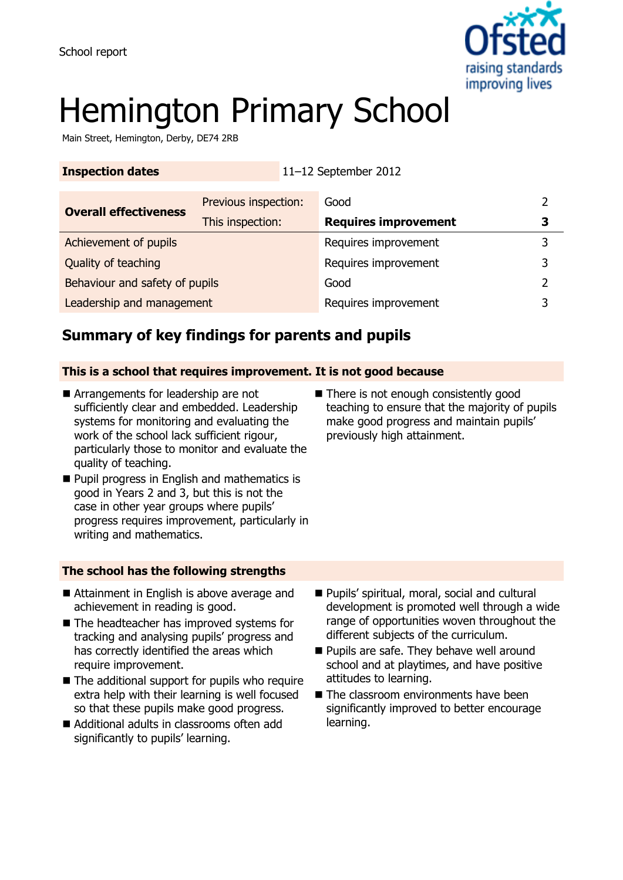School report

# Hemington Primary School

Main Street, Hemington, Derby, DE74 2RB

| **Inspection dates** | 11–12 September 2012 | | |
|---|---|---|---|

| **Overall effectiveness** | Previous inspection: | Good | 2 |
|---|---|---|---|
| | This inspection: | **Requires improvement** | **3** |
| Achievement of pupils | | Requires improvement | 3 |
| Quality of teaching | | Requires improvement | 3 |
| Behaviour and safety of pupils | | Good | 2 |
| Leadership and management | | Requires improvement | 3 |

## Summary of key findings for parents and pupils

### This is a school that requires improvement. It is not good because

- Arrangements for leadership are not sufficiently clear and embedded. Leadership systems for monitoring and evaluating the work of the school lack sufficient rigour, particularly those to monitor and evaluate the quality of teaching.
- Pupil progress in English and mathematics is good in Years 2 and 3, but this is not the case in other year groups where pupils' progress requires improvement, particularly in writing and mathematics.
- There is not enough consistently good teaching to ensure that the majority of pupils make good progress and maintain pupils' previously high attainment.

### The school has the following strengths

- Attainment in English is above average and achievement in reading is good.
- The headteacher has improved systems for tracking and analysing pupils' progress and has correctly identified the areas which require improvement.
- The additional support for pupils who require extra help with their learning is well focused so that these pupils make good progress.
- Additional adults in classrooms often add significantly to pupils' learning.
- Pupils' spiritual, moral, social and cultural development is promoted well through a wide range of opportunities woven throughout the different subjects of the curriculum.
- Pupils are safe. They behave well around school and at playtimes, and have positive attitudes to learning.
- The classroom environments have been significantly improved to better encourage learning.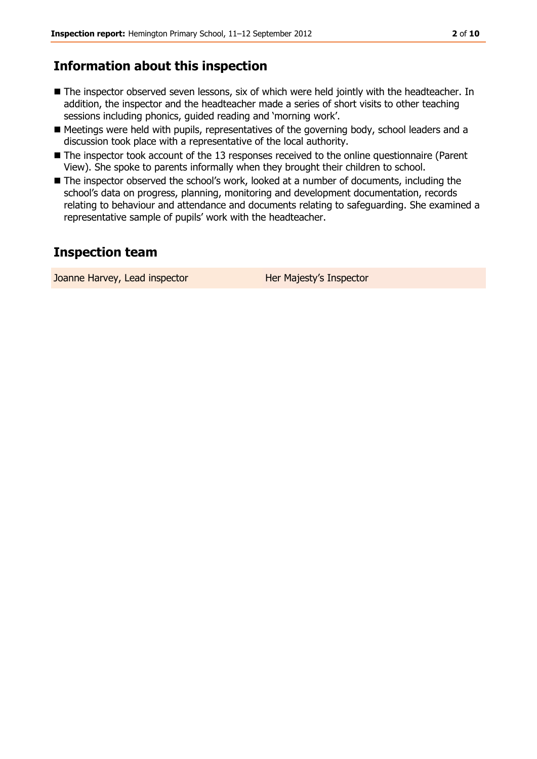## Information about this inspection

- The inspector observed seven lessons, six of which were held jointly with the headteacher. In addition, the inspector and the headteacher made a series of short visits to other teaching sessions including phonics, guided reading and 'morning work'.
- Meetings were held with pupils, representatives of the governing body, school leaders and a discussion took place with a representative of the local authority.
- The inspector took account of the 13 responses received to the online questionnaire (Parent View). She spoke to parents informally when they brought their children to school.
- The inspector observed the school's work, looked at a number of documents, including the school's data on progress, planning, monitoring and development documentation, records relating to behaviour and attendance and documents relating to safeguarding. She examined a representative sample of pupils' work with the headteacher.

## Inspection team

| | |
|---|---|
| Joanne Harvey, Lead inspector | Her Majesty's Inspector |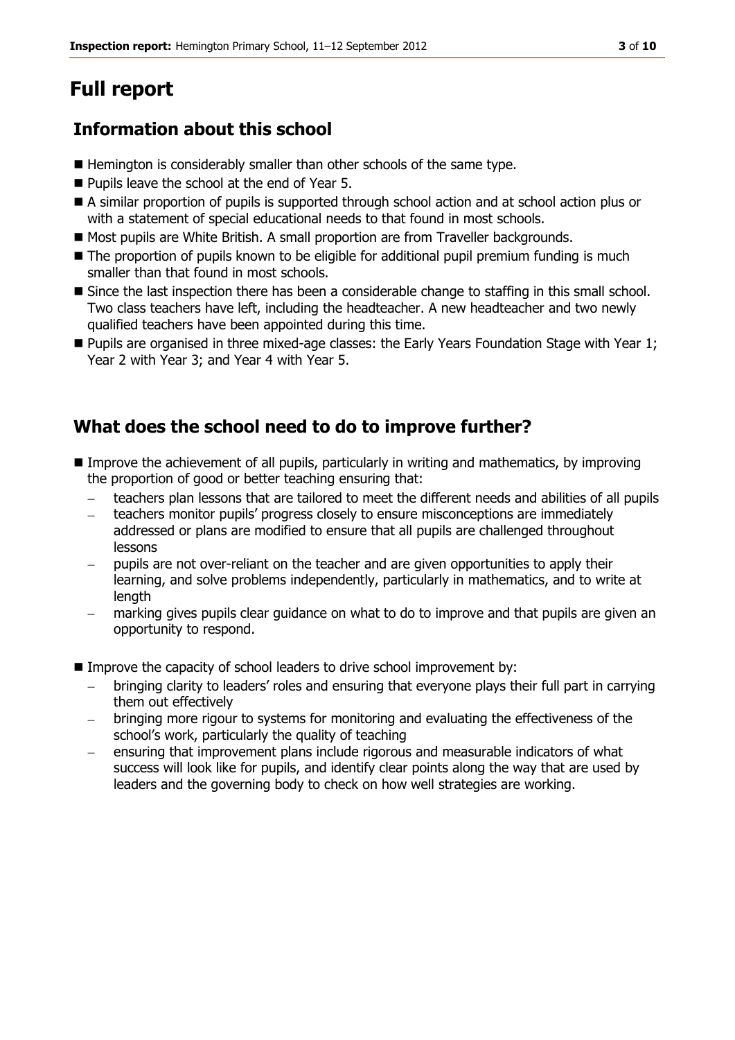# Full report

## Information about this school

- Hemington is considerably smaller than other schools of the same type.
- Pupils leave the school at the end of Year 5.
- A similar proportion of pupils is supported through school action and at school action plus or with a statement of special educational needs to that found in most schools.
- Most pupils are White British. A small proportion are from Traveller backgrounds.
- The proportion of pupils known to be eligible for additional pupil premium funding is much smaller than that found in most schools.
- Since the last inspection there has been a considerable change to staffing in this small school. Two class teachers have left, including the headteacher. A new headteacher and two newly qualified teachers have been appointed during this time.
- Pupils are organised in three mixed-age classes: the Early Years Foundation Stage with Year 1; Year 2 with Year 3; and Year 4 with Year 5.

## What does the school need to do to improve further?

- Improve the achievement of all pupils, particularly in writing and mathematics, by improving the proportion of good or better teaching ensuring that:
  - teachers plan lessons that are tailored to meet the different needs and abilities of all pupils
  - teachers monitor pupils' progress closely to ensure misconceptions are immediately addressed or plans are modified to ensure that all pupils are challenged throughout lessons
  - pupils are not over-reliant on the teacher and are given opportunities to apply their learning, and solve problems independently, particularly in mathematics, and to write at length
  - marking gives pupils clear guidance on what to do to improve and that pupils are given an opportunity to respond.

- Improve the capacity of school leaders to drive school improvement by:
  - bringing clarity to leaders' roles and ensuring that everyone plays their full part in carrying them out effectively
  - bringing more rigour to systems for monitoring and evaluating the effectiveness of the school's work, particularly the quality of teaching
  - ensuring that improvement plans include rigorous and measurable indicators of what success will look like for pupils, and identify clear points along the way that are used by leaders and the governing body to check on how well strategies are working.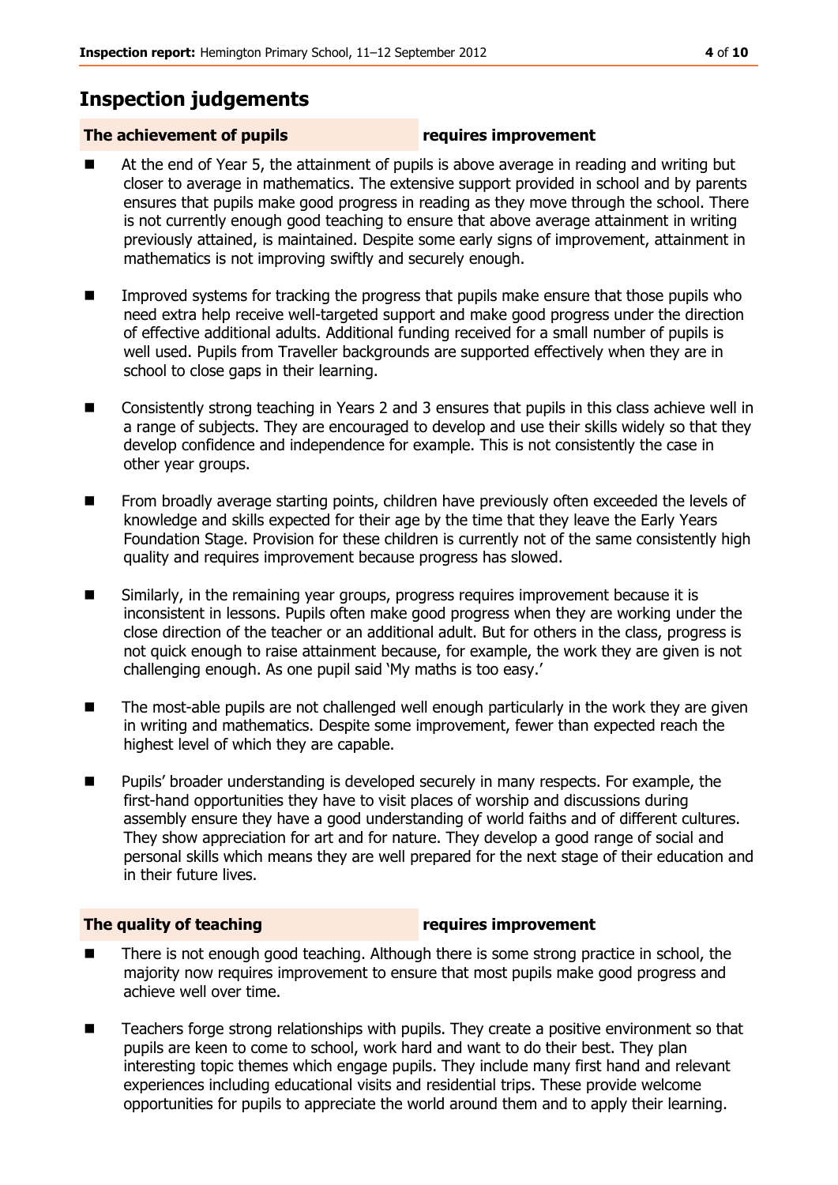## Inspection judgements

| **The achievement of pupils** | **requires improvement** |
|---|---|

- At the end of Year 5, the attainment of pupils is above average in reading and writing but closer to average in mathematics. The extensive support provided in school and by parents ensures that pupils make good progress in reading as they move through the school. There is not currently enough good teaching to ensure that above average attainment in writing previously attained, is maintained. Despite some early signs of improvement, attainment in mathematics is not improving swiftly and securely enough.

- Improved systems for tracking the progress that pupils make ensure that those pupils who need extra help receive well-targeted support and make good progress under the direction of effective additional adults. Additional funding received for a small number of pupils is well used. Pupils from Traveller backgrounds are supported effectively when they are in school to close gaps in their learning.

- Consistently strong teaching in Years 2 and 3 ensures that pupils in this class achieve well in a range of subjects. They are encouraged to develop and use their skills widely so that they develop confidence and independence for example. This is not consistently the case in other year groups.

- From broadly average starting points, children have previously often exceeded the levels of knowledge and skills expected for their age by the time that they leave the Early Years Foundation Stage. Provision for these children is currently not of the same consistently high quality and requires improvement because progress has slowed.

- Similarly, in the remaining year groups, progress requires improvement because it is inconsistent in lessons. Pupils often make good progress when they are working under the close direction of the teacher or an additional adult. But for others in the class, progress is not quick enough to raise attainment because, for example, the work they are given is not challenging enough. As one pupil said 'My maths is too easy.'

- The most-able pupils are not challenged well enough particularly in the work they are given in writing and mathematics. Despite some improvement, fewer than expected reach the highest level of which they are capable.

- Pupils' broader understanding is developed securely in many respects. For example, the first-hand opportunities they have to visit places of worship and discussions during assembly ensure they have a good understanding of world faiths and of different cultures. They show appreciation for art and for nature. They develop a good range of social and personal skills which means they are well prepared for the next stage of their education and in their future lives.

| **The quality of teaching** | **requires improvement** |
|---|---|

- There is not enough good teaching. Although there is some strong practice in school, the majority now requires improvement to ensure that most pupils make good progress and achieve well over time.

- Teachers forge strong relationships with pupils. They create a positive environment so that pupils are keen to come to school, work hard and want to do their best. They plan interesting topic themes which engage pupils. They include many first hand and relevant experiences including educational visits and residential trips. These provide welcome opportunities for pupils to appreciate the world around them and to apply their learning.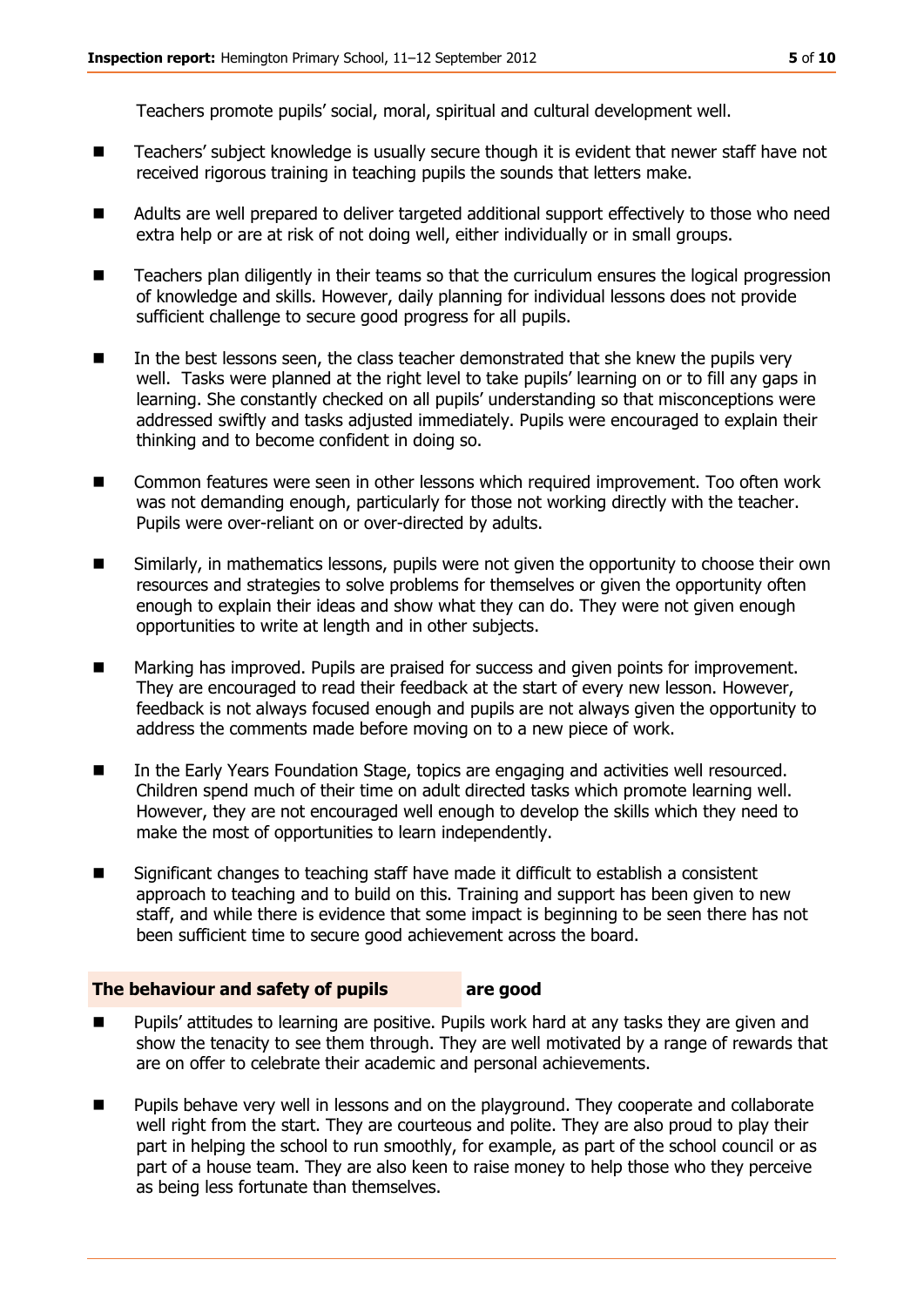Teachers promote pupils' social, moral, spiritual and cultural development well.

- Teachers' subject knowledge is usually secure though it is evident that newer staff have not received rigorous training in teaching pupils the sounds that letters make.
- Adults are well prepared to deliver targeted additional support effectively to those who need extra help or are at risk of not doing well, either individually or in small groups.
- Teachers plan diligently in their teams so that the curriculum ensures the logical progression of knowledge and skills. However, daily planning for individual lessons does not provide sufficient challenge to secure good progress for all pupils.
- In the best lessons seen, the class teacher demonstrated that she knew the pupils very well. Tasks were planned at the right level to take pupils' learning on or to fill any gaps in learning. She constantly checked on all pupils' understanding so that misconceptions were addressed swiftly and tasks adjusted immediately. Pupils were encouraged to explain their thinking and to become confident in doing so.
- Common features were seen in other lessons which required improvement. Too often work was not demanding enough, particularly for those not working directly with the teacher. Pupils were over-reliant on or over-directed by adults.
- Similarly, in mathematics lessons, pupils were not given the opportunity to choose their own resources and strategies to solve problems for themselves or given the opportunity often enough to explain their ideas and show what they can do. They were not given enough opportunities to write at length and in other subjects.
- Marking has improved. Pupils are praised for success and given points for improvement. They are encouraged to read their feedback at the start of every new lesson. However, feedback is not always focused enough and pupils are not always given the opportunity to address the comments made before moving on to a new piece of work.
- In the Early Years Foundation Stage, topics are engaging and activities well resourced. Children spend much of their time on adult directed tasks which promote learning well. However, they are not encouraged well enough to develop the skills which they need to make the most of opportunities to learn independently.
- Significant changes to teaching staff have made it difficult to establish a consistent approach to teaching and to build on this. Training and support has been given to new staff, and while there is evidence that some impact is beginning to be seen there has not been sufficient time to secure good achievement across the board.

### The behaviour and safety of pupils — are good

- Pupils' attitudes to learning are positive. Pupils work hard at any tasks they are given and show the tenacity to see them through. They are well motivated by a range of rewards that are on offer to celebrate their academic and personal achievements.
- Pupils behave very well in lessons and on the playground. They cooperate and collaborate well right from the start. They are courteous and polite. They are also proud to play their part in helping the school to run smoothly, for example, as part of the school council or as part of a house team. They are also keen to raise money to help those who they perceive as being less fortunate than themselves.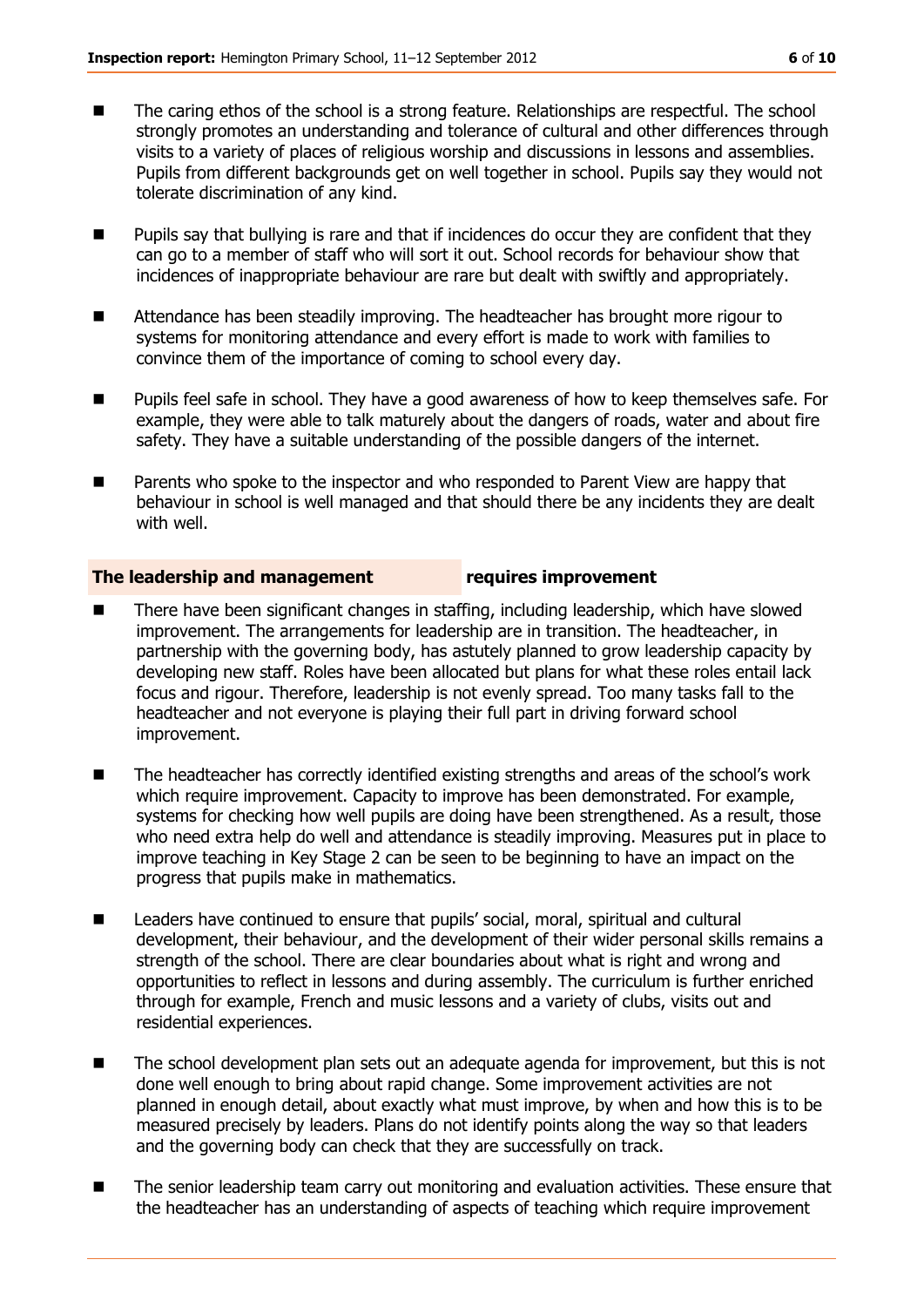- The caring ethos of the school is a strong feature. Relationships are respectful. The school strongly promotes an understanding and tolerance of cultural and other differences through visits to a variety of places of religious worship and discussions in lessons and assemblies. Pupils from different backgrounds get on well together in school. Pupils say they would not tolerate discrimination of any kind.
- Pupils say that bullying is rare and that if incidences do occur they are confident that they can go to a member of staff who will sort it out. School records for behaviour show that incidences of inappropriate behaviour are rare but dealt with swiftly and appropriately.
- Attendance has been steadily improving. The headteacher has brought more rigour to systems for monitoring attendance and every effort is made to work with families to convince them of the importance of coming to school every day.
- Pupils feel safe in school. They have a good awareness of how to keep themselves safe. For example, they were able to talk maturely about the dangers of roads, water and about fire safety. They have a suitable understanding of the possible dangers of the internet.
- Parents who spoke to the inspector and who responded to Parent View are happy that behaviour in school is well managed and that should there be any incidents they are dealt with well.

**The leadership and management** **requires improvement**

- There have been significant changes in staffing, including leadership, which have slowed improvement. The arrangements for leadership are in transition. The headteacher, in partnership with the governing body, has astutely planned to grow leadership capacity by developing new staff. Roles have been allocated but plans for what these roles entail lack focus and rigour. Therefore, leadership is not evenly spread. Too many tasks fall to the headteacher and not everyone is playing their full part in driving forward school improvement.
- The headteacher has correctly identified existing strengths and areas of the school's work which require improvement. Capacity to improve has been demonstrated. For example, systems for checking how well pupils are doing have been strengthened. As a result, those who need extra help do well and attendance is steadily improving. Measures put in place to improve teaching in Key Stage 2 can be seen to be beginning to have an impact on the progress that pupils make in mathematics.
- Leaders have continued to ensure that pupils' social, moral, spiritual and cultural development, their behaviour, and the development of their wider personal skills remains a strength of the school. There are clear boundaries about what is right and wrong and opportunities to reflect in lessons and during assembly. The curriculum is further enriched through for example, French and music lessons and a variety of clubs, visits out and residential experiences.
- The school development plan sets out an adequate agenda for improvement, but this is not done well enough to bring about rapid change. Some improvement activities are not planned in enough detail, about exactly what must improve, by when and how this is to be measured precisely by leaders. Plans do not identify points along the way so that leaders and the governing body can check that they are successfully on track.
- The senior leadership team carry out monitoring and evaluation activities. These ensure that the headteacher has an understanding of aspects of teaching which require improvement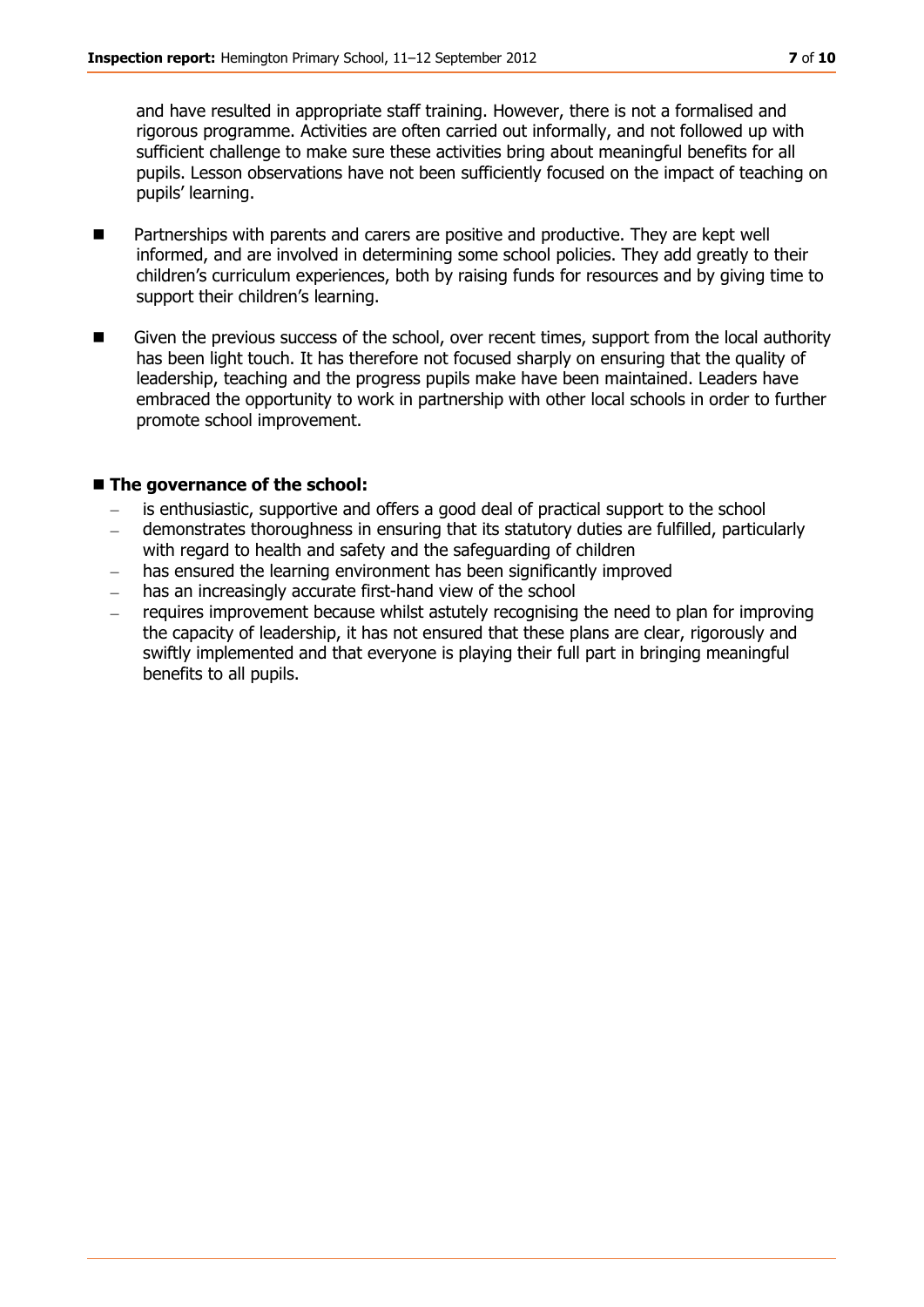and have resulted in appropriate staff training. However, there is not a formalised and rigorous programme. Activities are often carried out informally, and not followed up with sufficient challenge to make sure these activities bring about meaningful benefits for all pupils. Lesson observations have not been sufficiently focused on the impact of teaching on pupils' learning.

- Partnerships with parents and carers are positive and productive. They are kept well informed, and are involved in determining some school policies. They add greatly to their children's curriculum experiences, both by raising funds for resources and by giving time to support their children's learning.

- Given the previous success of the school, over recent times, support from the local authority has been light touch. It has therefore not focused sharply on ensuring that the quality of leadership, teaching and the progress pupils make have been maintained. Leaders have embraced the opportunity to work in partnership with other local schools in order to further promote school improvement.

- **The governance of the school:**
  - is enthusiastic, supportive and offers a good deal of practical support to the school
  - demonstrates thoroughness in ensuring that its statutory duties are fulfilled, particularly with regard to health and safety and the safeguarding of children
  - has ensured the learning environment has been significantly improved
  - has an increasingly accurate first-hand view of the school
  - requires improvement because whilst astutely recognising the need to plan for improving the capacity of leadership, it has not ensured that these plans are clear, rigorously and swiftly implemented and that everyone is playing their full part in bringing meaningful benefits to all pupils.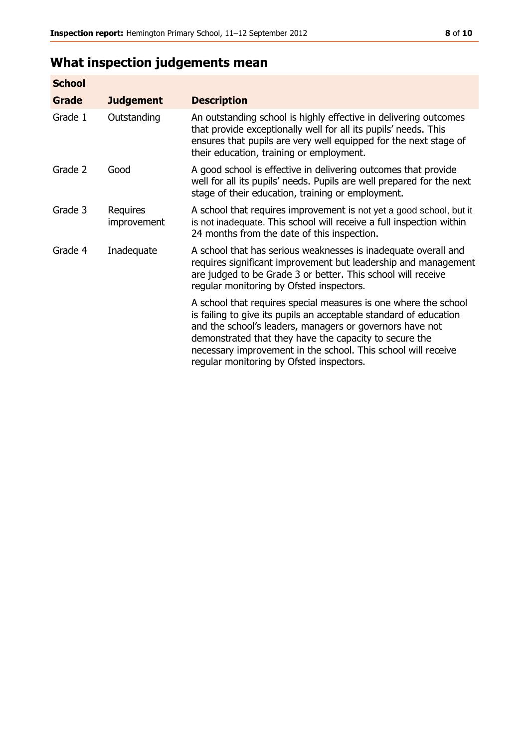## What inspection judgements mean

| School Grade | Judgement | Description |
|---|---|---|
| Grade 1 | Outstanding | An outstanding school is highly effective in delivering outcomes that provide exceptionally well for all its pupils' needs. This ensures that pupils are very well equipped for the next stage of their education, training or employment. |
| Grade 2 | Good | A good school is effective in delivering outcomes that provide well for all its pupils' needs. Pupils are well prepared for the next stage of their education, training or employment. |
| Grade 3 | Requires improvement | A school that requires improvement is not yet a good school, but it is not inadequate. This school will receive a full inspection within 24 months from the date of this inspection. |
| Grade 4 | Inadequate | A school that has serious weaknesses is inadequate overall and requires significant improvement but leadership and management are judged to be Grade 3 or better. This school will receive regular monitoring by Ofsted inspectors. |
| | | A school that requires special measures is one where the school is failing to give its pupils an acceptable standard of education and the school's leaders, managers or governors have not demonstrated that they have the capacity to secure the necessary improvement in the school. This school will receive regular monitoring by Ofsted inspectors. |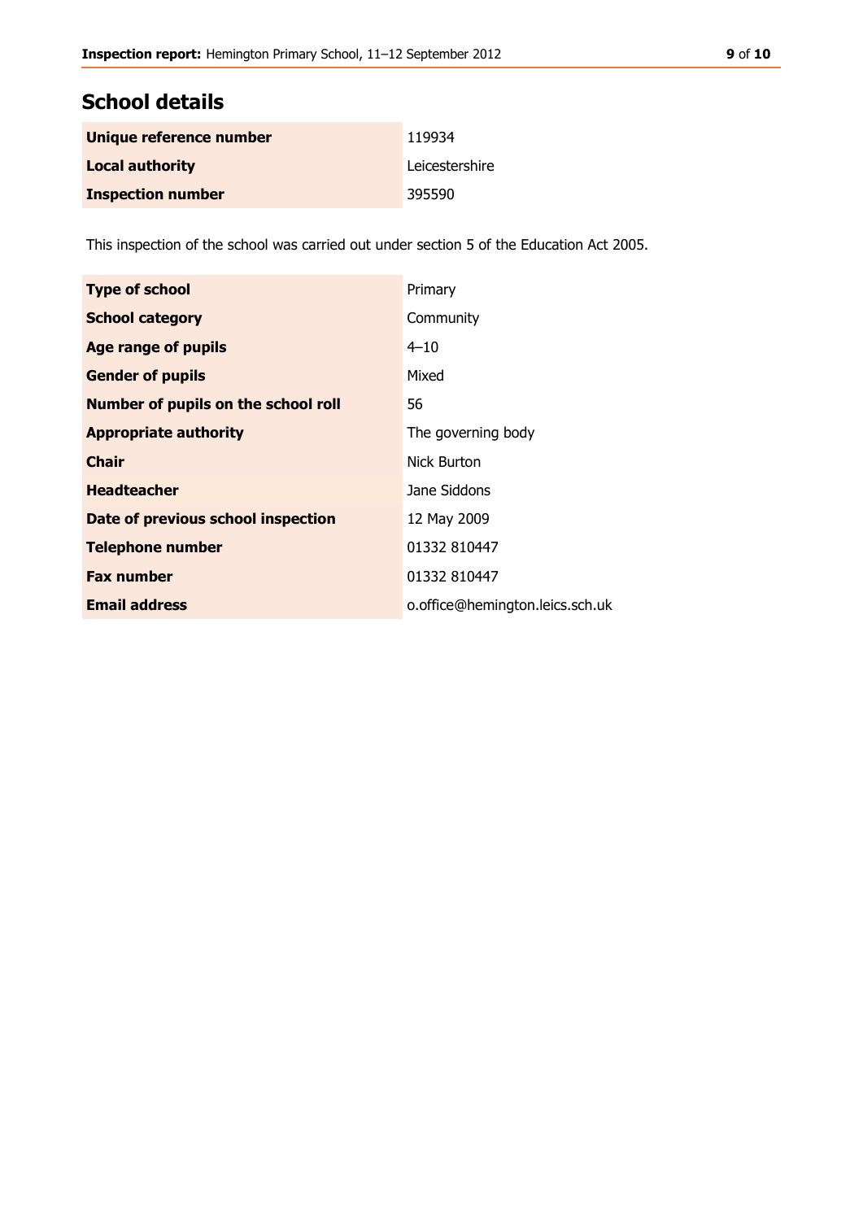## School details

| | |
|---|---|
| **Unique reference number** | 119934 |
| **Local authority** | Leicestershire |
| **Inspection number** | 395590 |

This inspection of the school was carried out under section 5 of the Education Act 2005.

| | |
|---|---|
| **Type of school** | Primary |
| **School category** | Community |
| **Age range of pupils** | 4–10 |
| **Gender of pupils** | Mixed |
| **Number of pupils on the school roll** | 56 |
| **Appropriate authority** | The governing body |
| **Chair** | Nick Burton |
| **Headteacher** | Jane Siddons |
| **Date of previous school inspection** | 12 May 2009 |
| **Telephone number** | 01332 810447 |
| **Fax number** | 01332 810447 |
| **Email address** | o.office@hemington.leics.sch.uk |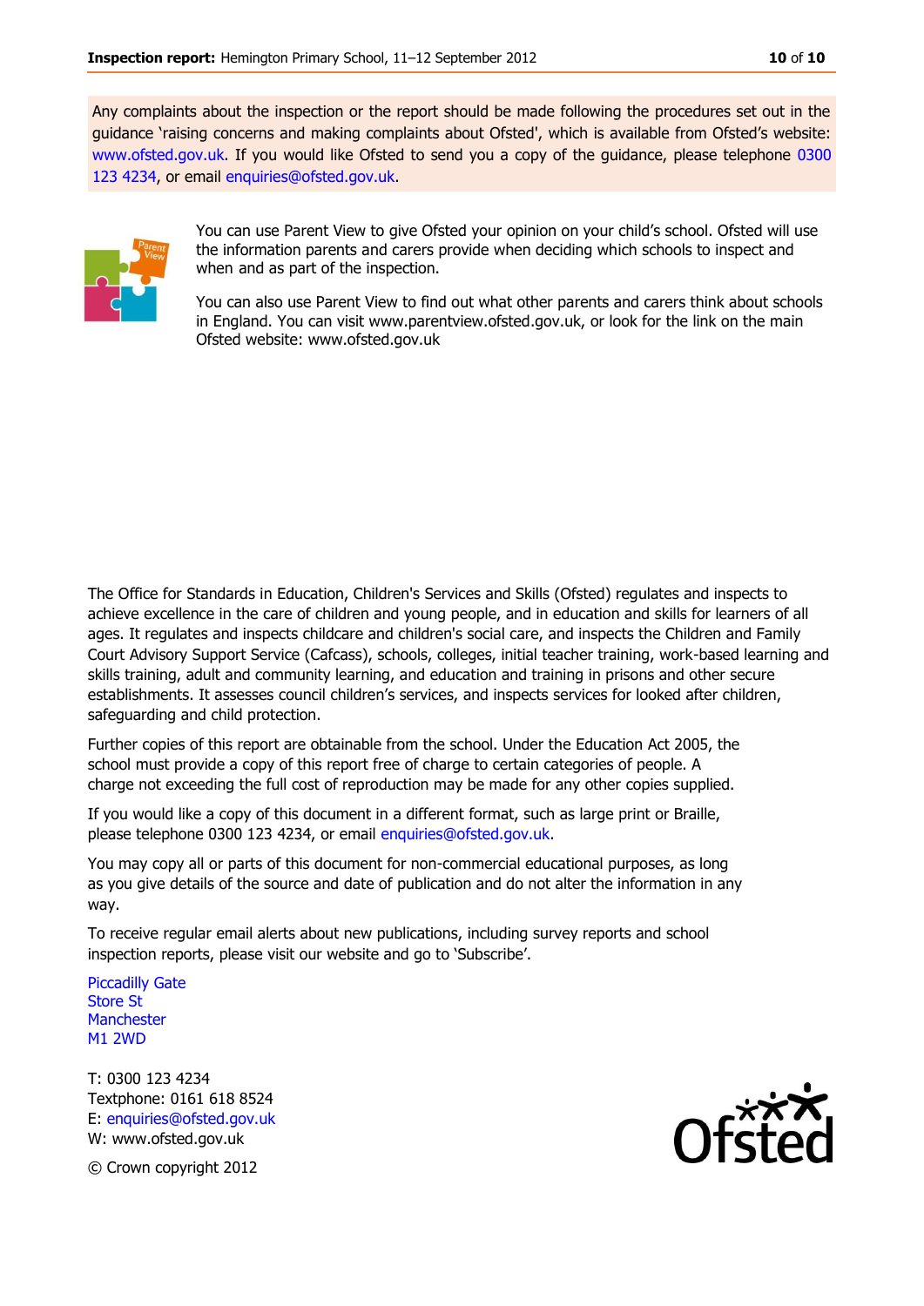Any complaints about the inspection or the report should be made following the procedures set out in the guidance 'raising concerns and making complaints about Ofsted', which is available from Ofsted's website: www.ofsted.gov.uk. If you would like Ofsted to send you a copy of the guidance, please telephone 0300 123 4234, or email enquiries@ofsted.gov.uk.

You can use Parent View to give Ofsted your opinion on your child's school. Ofsted will use the information parents and carers provide when deciding which schools to inspect and when and as part of the inspection.

You can also use Parent View to find out what other parents and carers think about schools in England. You can visit www.parentview.ofsted.gov.uk, or look for the link on the main Ofsted website: www.ofsted.gov.uk

The Office for Standards in Education, Children's Services and Skills (Ofsted) regulates and inspects to achieve excellence in the care of children and young people, and in education and skills for learners of all ages. It regulates and inspects childcare and children's social care, and inspects the Children and Family Court Advisory Support Service (Cafcass), schools, colleges, initial teacher training, work-based learning and skills training, adult and community learning, and education and training in prisons and other secure establishments. It assesses council children's services, and inspects services for looked after children, safeguarding and child protection.

Further copies of this report are obtainable from the school. Under the Education Act 2005, the school must provide a copy of this report free of charge to certain categories of people. A charge not exceeding the full cost of reproduction may be made for any other copies supplied.

If you would like a copy of this document in a different format, such as large print or Braille, please telephone 0300 123 4234, or email enquiries@ofsted.gov.uk.

You may copy all or parts of this document for non-commercial educational purposes, as long as you give details of the source and date of publication and do not alter the information in any way.

To receive regular email alerts about new publications, including survey reports and school inspection reports, please visit our website and go to 'Subscribe'.

Piccadilly Gate
Store St
Manchester
M1 2WD

T: 0300 123 4234
Textphone: 0161 618 8524
E: enquiries@ofsted.gov.uk
W: www.ofsted.gov.uk

© Crown copyright 2012